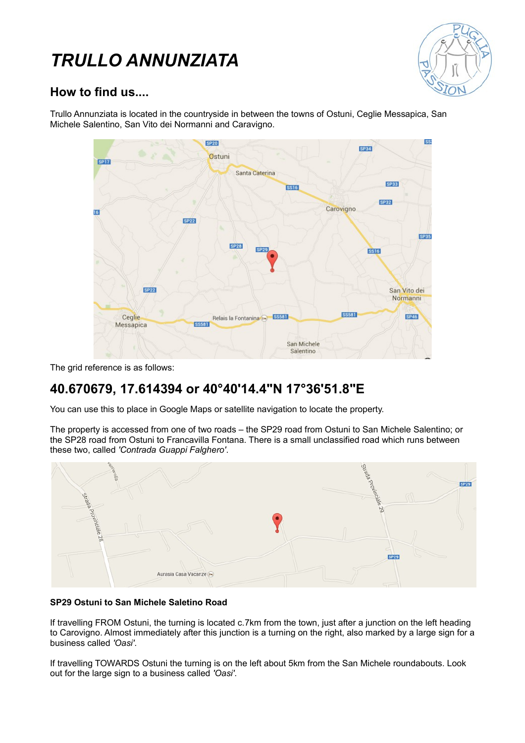# TRULLO ANNUNZIATA

## How to find us....

Trullo Annunziata is located in the countryside in between the towns of Ostuni, Ceglie Messapica, San Michele Salentino, San Vito dei Normanni and Caravigno.

The grid reference is as follows:

## 40.670679, 17.614394 or 40°40'14.4"N 17°36'51.8"E

You can use this to place in Google Maps or satellite navigation to locate the property.

The property is accessed from one of two roads – the SP29 road from Ostuni to San Michele Salentino; or the SP28 road from Ostuni to Francavilla Fontana. There is a small unclassified road which runs between these two, called *'Contrada Guappi Falghero'*.

**SP29 Ostuni to San Michele Saletino Road**

If travelling FROM Ostuni, the turning is located c.7km from the town, just after a junction on the left heading to Carovigno. Almost immediately after this junction is a turning on the right, also marked by a large sign for a business called *'Oasi'*.

If travelling TOWARDS Ostuni the turning is on the left about 5km from the San Michele roundabouts. Look out for the large sign to a business called *'Oasi'*.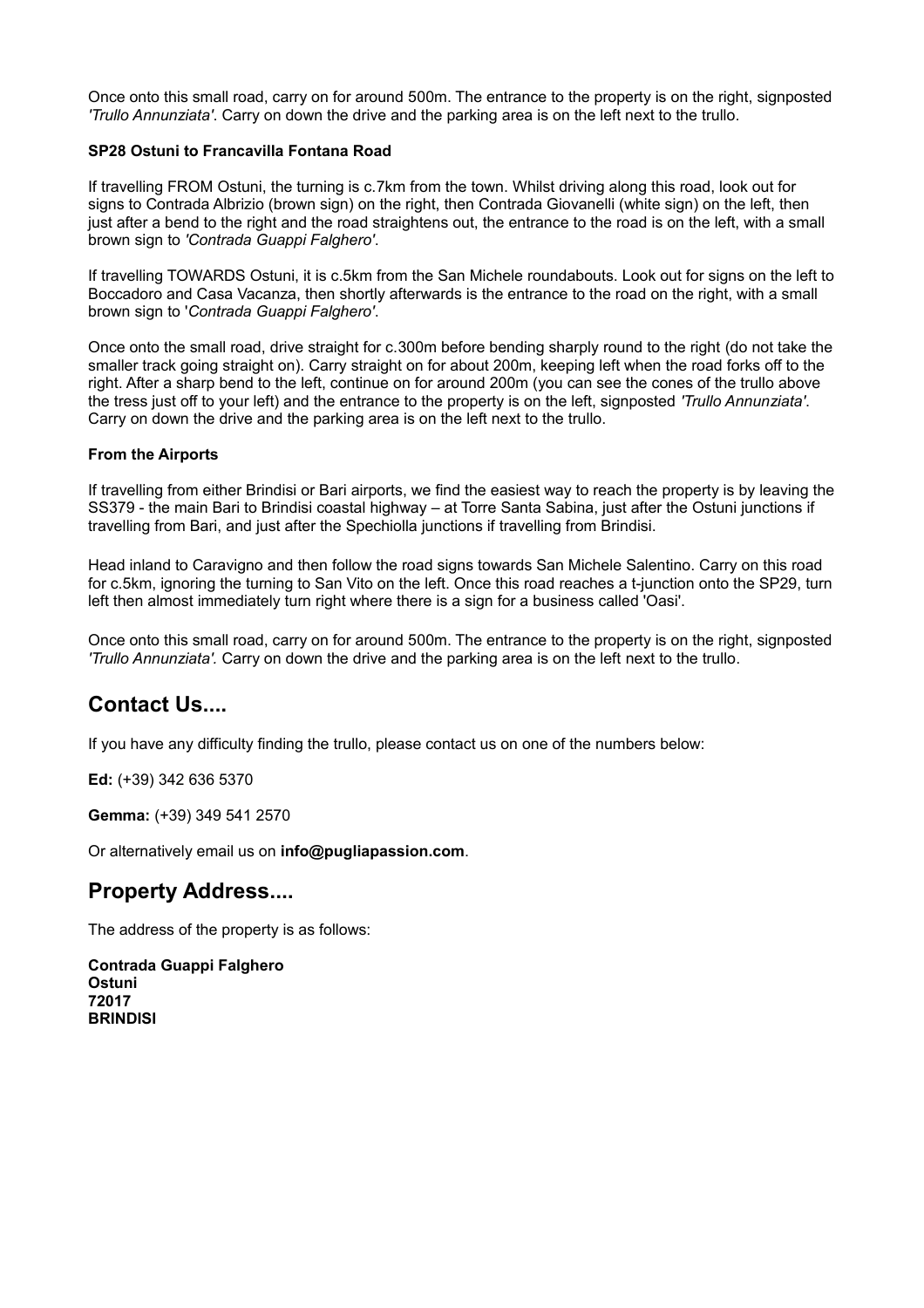Once onto this small road, carry on for around 500m. The entrance to the property is on the right, signposted *'Trullo Annunziata'*. Carry on down the drive and the parking area is on the left next to the trullo.

**SP28 Ostuni to Francavilla Fontana Road**

If travelling FROM Ostuni, the turning is c.7km from the town. Whilst driving along this road, look out for signs to Contrada Albrizio (brown sign) on the right, then Contrada Giovanelli (white sign) on the left, then just after a bend to the right and the road straightens out, the entrance to the road is on the left, with a small brown sign to *'Contrada Guappi Falghero'*.

If travelling TOWARDS Ostuni, it is c.5km from the San Michele roundabouts. Look out for signs on the left to Boccadoro and Casa Vacanza, then shortly afterwards is the entrance to the road on the right, with a small brown sign to '*Contrada Guappi Falghero'*.

Once onto the small road, drive straight for c.300m before bending sharply round to the right (do not take the smaller track going straight on). Carry straight on for about 200m, keeping left when the road forks off to the right. After a sharp bend to the left, continue on for around 200m (you can see the cones of the trullo above the tress just off to your left) and the entrance to the property is on the left, signposted *'Trullo Annunziata'*. Carry on down the drive and the parking area is on the left next to the trullo.

**From the Airports**

If travelling from either Brindisi or Bari airports, we find the easiest way to reach the property is by leaving the SS379 - the main Bari to Brindisi coastal highway – at Torre Santa Sabina, just after the Ostuni junctions if travelling from Bari, and just after the Spechiolla junctions if travelling from Brindisi.

Head inland to Caravigno and then follow the road signs towards San Michele Salentino. Carry on this road for c.5km, ignoring the turning to San Vito on the left. Once this road reaches a t-junction onto the SP29, turn left then almost immediately turn right where there is a sign for a business called 'Oasi'.

Once onto this small road, carry on for around 500m. The entrance to the property is on the right, signposted *'Trullo Annunziata'.* Carry on down the drive and the parking area is on the left next to the trullo.

## Contact Us....

If you have any difficulty finding the trullo, please contact us on one of the numbers below:

**Ed:** (+39) 342 636 5370

**Gemma:** (+39) 349 541 2570

Or alternatively email us on **info@pugliapassion.com**.

## Property Address....

The address of the property is as follows:

**Contrada Guappi Falghero**
**Ostuni**
**72017**
**BRINDISI**